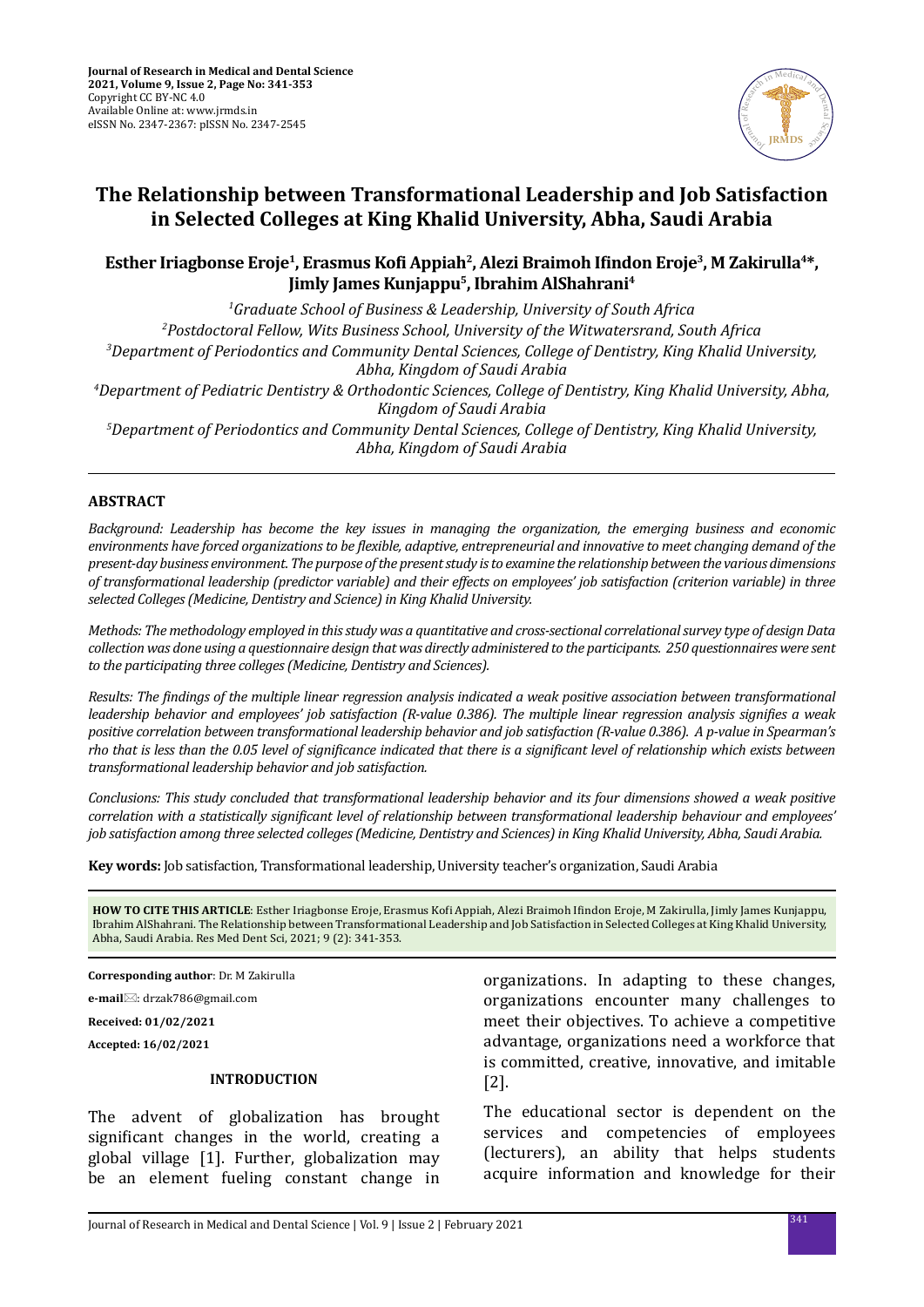# The Relationship between Transformational Leadership and Job Satisfaction in Selected Colleges at King Khalid University, Abha, Saudi Arabia

**Esther Iriagbonse Eroje[1], Erasmus Kofi Appiah[2], Alezi Braimoh Ifindon Eroje[3], M Zakirulla[4]\*, Jimly James Kunjappu[5], Ibrahim AlShahrani[4]**

[1]Graduate School of Business & Leadership, University of South Africa

[2]Postdoctoral Fellow, Wits Business School, University of the Witwatersrand, South Africa

[3]Department of Periodontics and Community Dental Sciences, College of Dentistry, King Khalid University, Abha, Kingdom of Saudi Arabia

[4]Department of Pediatric Dentistry & Orthodontic Sciences, College of Dentistry, King Khalid University, Abha, Kingdom of Saudi Arabia

[5]Department of Periodontics and Community Dental Sciences, College of Dentistry, King Khalid University, Abha, Kingdom of Saudi Arabia

## ABSTRACT

*Background: Leadership has become the key issues in managing the organization, the emerging business and economic environments have forced organizations to be flexible, adaptive, entrepreneurial and innovative to meet changing demand of the present-day business environment. The purpose of the present study is to examine the relationship between the various dimensions of transformational leadership (predictor variable) and their effects on employees' job satisfaction (criterion variable) in three selected Colleges (Medicine, Dentistry and Science) in King Khalid University.*

*Methods: The methodology employed in this study was a quantitative and cross-sectional correlational survey type of design Data collection was done using a questionnaire design that was directly administered to the participants. 250 questionnaires were sent to the participating three colleges (Medicine, Dentistry and Sciences).*

*Results: The findings of the multiple linear regression analysis indicated a weak positive association between transformational leadership behavior and employees' job satisfaction (R-value 0.386). The multiple linear regression analysis signifies a weak positive correlation between transformational leadership behavior and job satisfaction (R-value 0.386). A p-value in Spearman's rho that is less than the 0.05 level of significance indicated that there is a significant level of relationship which exists between transformational leadership behavior and job satisfaction.*

*Conclusions: This study concluded that transformational leadership behavior and its four dimensions showed a weak positive correlation with a statistically significant level of relationship between transformational leadership behaviour and employees' job satisfaction among three selected colleges (Medicine, Dentistry and Sciences) in King Khalid University, Abha, Saudi Arabia.*

**Key words:** Job satisfaction, Transformational leadership, University teacher's organization, Saudi Arabia

**HOW TO CITE THIS ARTICLE**: Esther Iriagbonse Eroje, Erasmus Kofi Appiah, Alezi Braimoh Ifindon Eroje, M Zakirulla, Jimly James Kunjappu, Ibrahim AlShahrani. The Relationship between Transformational Leadership and Job Satisfaction in Selected Colleges at King Khalid University, Abha, Saudi Arabia. Res Med Dent Sci, 2021; 9 (2): 341-353.

**Corresponding author**: Dr. M Zakirulla

**e-mail**: drzak786@gmail.com

**Received: 01/02/2021**

**Accepted: 16/02/2021**

## INTRODUCTION

The advent of globalization has brought significant changes in the world, creating a global village [1]. Further, globalization may be an element fueling constant change in organizations. In adapting to these changes, organizations encounter many challenges to meet their objectives. To achieve a competitive advantage, organizations need a workforce that is committed, creative, innovative, and imitable [2].

The educational sector is dependent on the services and competencies of employees (lecturers), an ability that helps students acquire information and knowledge for their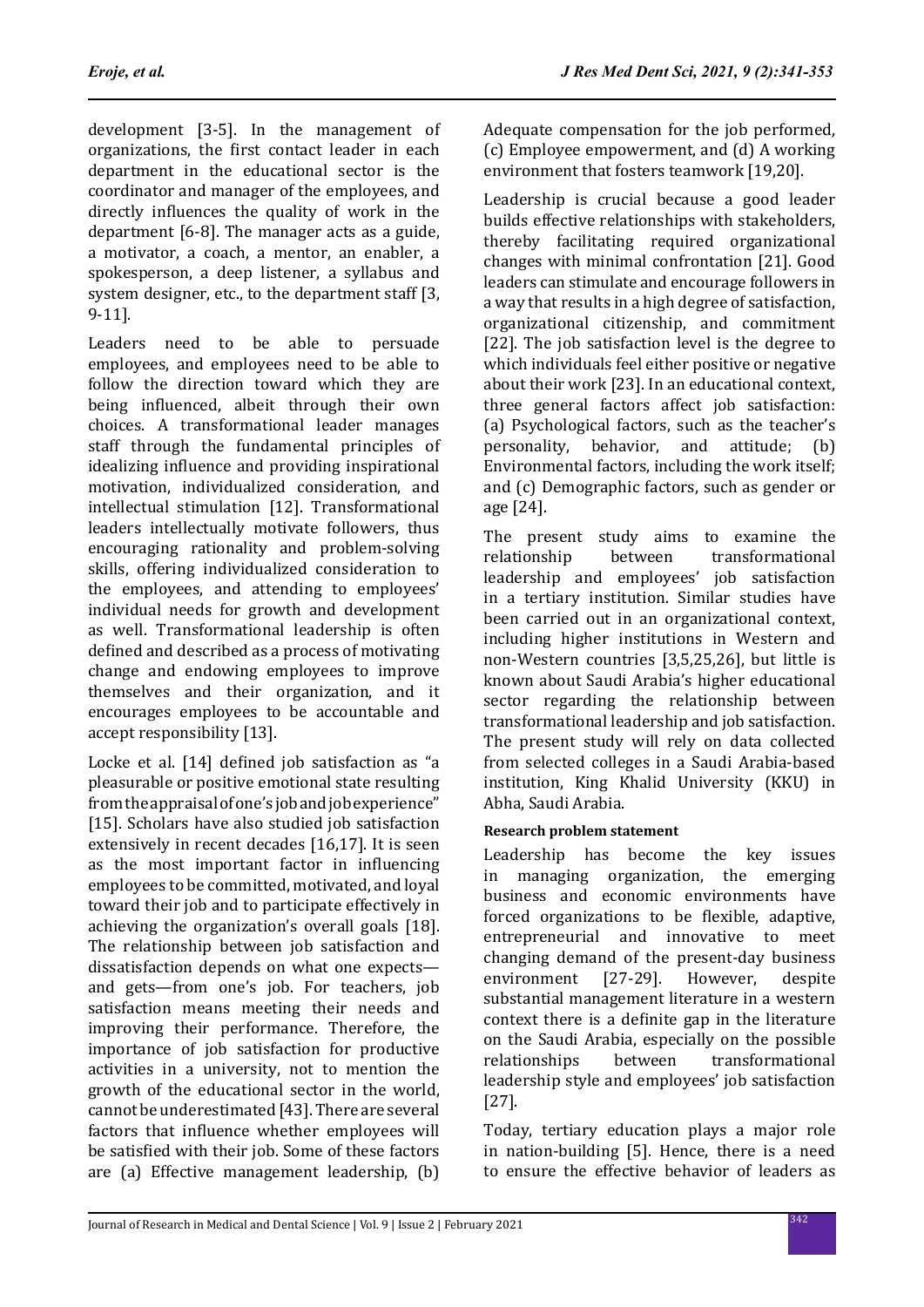development [3-5]. In the management of organizations, the first contact leader in each department in the educational sector is the coordinator and manager of the employees, and directly influences the quality of work in the department [6-8]. The manager acts as a guide, a motivator, a coach, a mentor, an enabler, a spokesperson, a deep listener, a syllabus and system designer, etc., to the department staff [3, 9-11].

Leaders need to be able to persuade employees, and employees need to be able to follow the direction toward which they are being influenced, albeit through their own choices. A transformational leader manages staff through the fundamental principles of idealizing influence and providing inspirational motivation, individualized consideration, and intellectual stimulation [12]. Transformational leaders intellectually motivate followers, thus encouraging rationality and problem-solving skills, offering individualized consideration to the employees, and attending to employees' individual needs for growth and development as well. Transformational leadership is often defined and described as a process of motivating change and endowing employees to improve themselves and their organization, and it encourages employees to be accountable and accept responsibility [13].

Locke et al. [14] defined job satisfaction as "a pleasurable or positive emotional state resulting from the appraisal of one's job and job experience" [15]. Scholars have also studied job satisfaction extensively in recent decades [16,17]. It is seen as the most important factor in influencing employees to be committed, motivated, and loyal toward their job and to participate effectively in achieving the organization's overall goals [18]. The relationship between job satisfaction and dissatisfaction depends on what one expects—and gets—from one's job. For teachers, job satisfaction means meeting their needs and improving their performance. Therefore, the importance of job satisfaction for productive activities in a university, not to mention the growth of the educational sector in the world, cannot be underestimated [43]. There are several factors that influence whether employees will be satisfied with their job. Some of these factors are (a) Effective management leadership, (b) Adequate compensation for the job performed, (c) Employee empowerment, and (d) A working environment that fosters teamwork [19,20].

Leadership is crucial because a good leader builds effective relationships with stakeholders, thereby facilitating required organizational changes with minimal confrontation [21]. Good leaders can stimulate and encourage followers in a way that results in a high degree of satisfaction, organizational citizenship, and commitment [22]. The job satisfaction level is the degree to which individuals feel either positive or negative about their work [23]. In an educational context, three general factors affect job satisfaction: (a) Psychological factors, such as the teacher's personality, behavior, and attitude; (b) Environmental factors, including the work itself; and (c) Demographic factors, such as gender or age [24].

The present study aims to examine the relationship between transformational leadership and employees' job satisfaction in a tertiary institution. Similar studies have been carried out in an organizational context, including higher institutions in Western and non-Western countries [3,5,25,26], but little is known about Saudi Arabia's higher educational sector regarding the relationship between transformational leadership and job satisfaction. The present study will rely on data collected from selected colleges in a Saudi Arabia-based institution, King Khalid University (KKU) in Abha, Saudi Arabia.

#### Research problem statement

Leadership has become the key issues in managing organization, the emerging business and economic environments have forced organizations to be flexible, adaptive, entrepreneurial and innovative to meet changing demand of the present-day business environment [27-29]. However, despite substantial management literature in a western context there is a definite gap in the literature on the Saudi Arabia, especially on the possible relationships between transformational leadership style and employees' job satisfaction [27].

Today, tertiary education plays a major role in nation-building [5]. Hence, there is a need to ensure the effective behavior of leaders as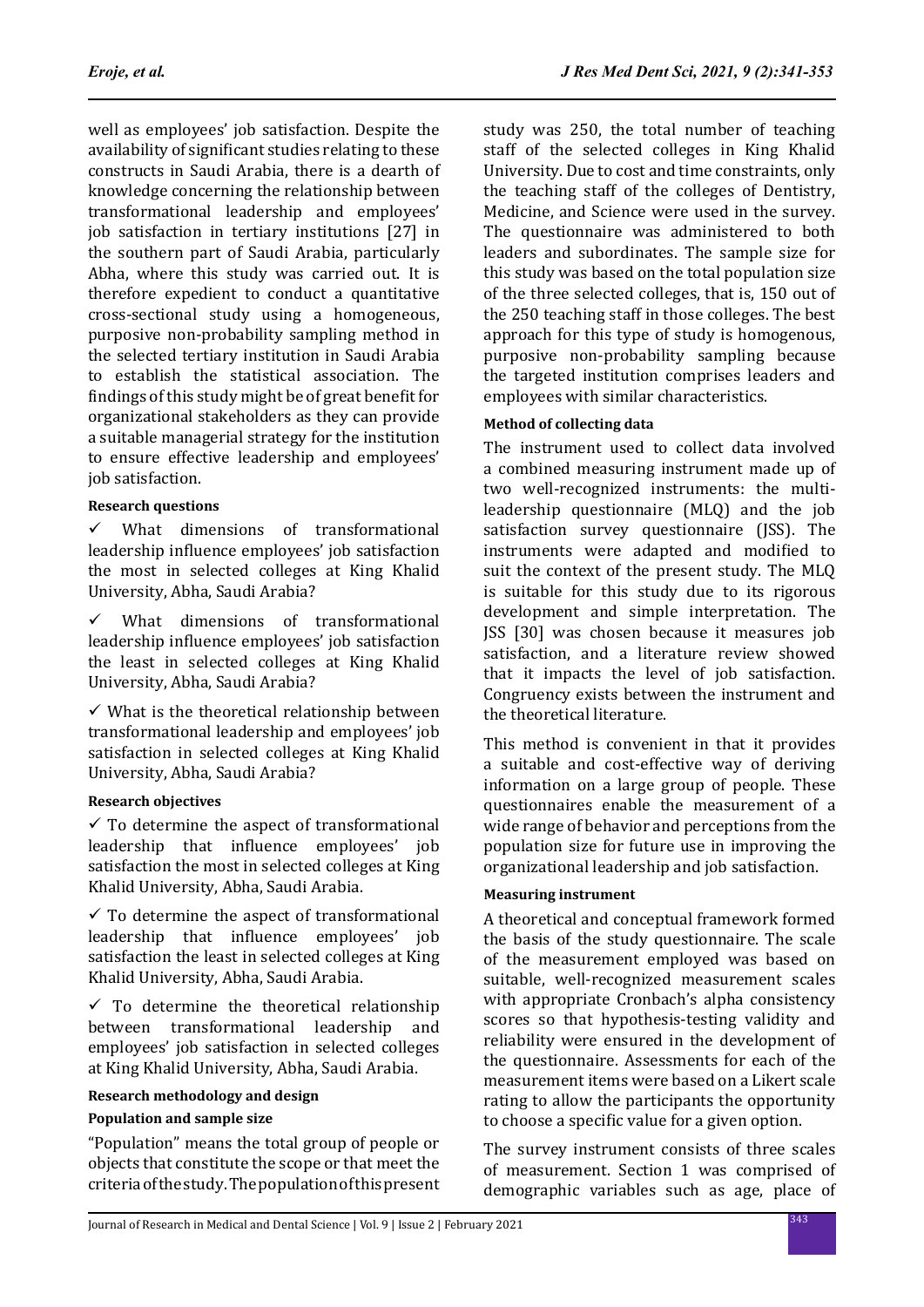well as employees' job satisfaction. Despite the availability of significant studies relating to these constructs in Saudi Arabia, there is a dearth of knowledge concerning the relationship between transformational leadership and employees' job satisfaction in tertiary institutions [27] in the southern part of Saudi Arabia, particularly Abha, where this study was carried out. It is therefore expedient to conduct a quantitative cross-sectional study using a homogeneous, purposive non-probability sampling method in the selected tertiary institution in Saudi Arabia to establish the statistical association. The findings of this study might be of great benefit for organizational stakeholders as they can provide a suitable managerial strategy for the institution to ensure effective leadership and employees' job satisfaction.

**Research questions**

- ✓ What dimensions of transformational leadership influence employees' job satisfaction the most in selected colleges at King Khalid University, Abha, Saudi Arabia?
- ✓ What dimensions of transformational leadership influence employees' job satisfaction the least in selected colleges at King Khalid University, Abha, Saudi Arabia?
- ✓ What is the theoretical relationship between transformational leadership and employees' job satisfaction in selected colleges at King Khalid University, Abha, Saudi Arabia?

**Research objectives**

- ✓ To determine the aspect of transformational leadership that influence employees' job satisfaction the most in selected colleges at King Khalid University, Abha, Saudi Arabia.
- ✓ To determine the aspect of transformational leadership that influence employees' job satisfaction the least in selected colleges at King Khalid University, Abha, Saudi Arabia.
- ✓ To determine the theoretical relationship between transformational leadership and employees' job satisfaction in selected colleges at King Khalid University, Abha, Saudi Arabia.

**Research methodology and design**

**Population and sample size**

"Population" means the total group of people or objects that constitute the scope or that meet the criteria of the study. The population of this present study was 250, the total number of teaching staff of the selected colleges in King Khalid University. Due to cost and time constraints, only the teaching staff of the colleges of Dentistry, Medicine, and Science were used in the survey. The questionnaire was administered to both leaders and subordinates. The sample size for this study was based on the total population size of the three selected colleges, that is, 150 out of the 250 teaching staff in those colleges. The best approach for this type of study is homogenous, purposive non-probability sampling because the targeted institution comprises leaders and employees with similar characteristics.

**Method of collecting data**

The instrument used to collect data involved a combined measuring instrument made up of two well-recognized instruments: the multi-leadership questionnaire (MLQ) and the job satisfaction survey questionnaire (JSS). The instruments were adapted and modified to suit the context of the present study. The MLQ is suitable for this study due to its rigorous development and simple interpretation. The JSS [30] was chosen because it measures job satisfaction, and a literature review showed that it impacts the level of job satisfaction. Congruency exists between the instrument and the theoretical literature.

This method is convenient in that it provides a suitable and cost-effective way of deriving information on a large group of people. These questionnaires enable the measurement of a wide range of behavior and perceptions from the population size for future use in improving the organizational leadership and job satisfaction.

**Measuring instrument**

A theoretical and conceptual framework formed the basis of the study questionnaire. The scale of the measurement employed was based on suitable, well-recognized measurement scales with appropriate Cronbach's alpha consistency scores so that hypothesis-testing validity and reliability were ensured in the development of the questionnaire. Assessments for each of the measurement items were based on a Likert scale rating to allow the participants the opportunity to choose a specific value for a given option.

The survey instrument consists of three scales of measurement. Section 1 was comprised of demographic variables such as age, place of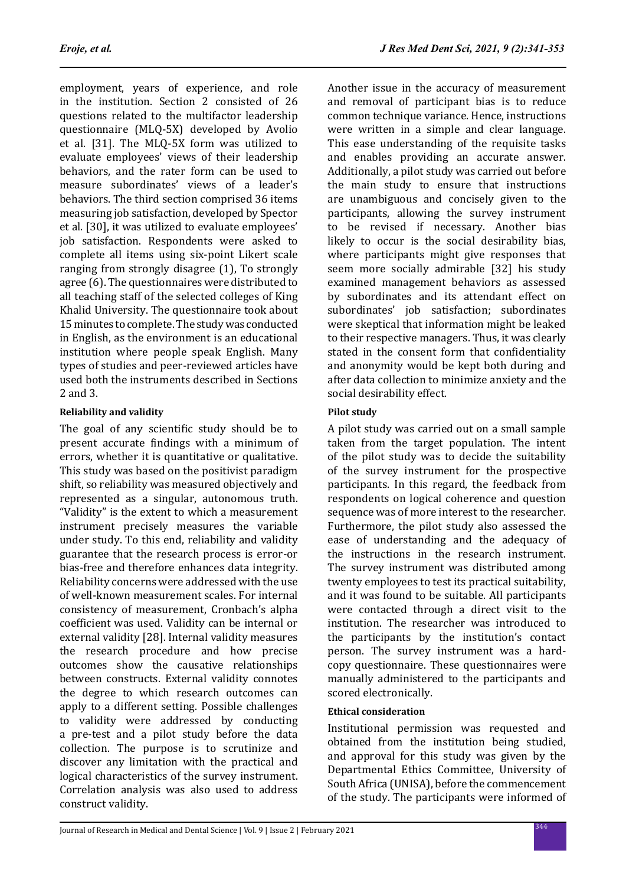employment, years of experience, and role in the institution. Section 2 consisted of 26 questions related to the multifactor leadership questionnaire (MLQ-5X) developed by Avolio et al. [31]. The MLQ-5X form was utilized to evaluate employees' views of their leadership behaviors, and the rater form can be used to measure subordinates' views of a leader's behaviors. The third section comprised 36 items measuring job satisfaction, developed by Spector et al. [30], it was utilized to evaluate employees' job satisfaction. Respondents were asked to complete all items using six-point Likert scale ranging from strongly disagree (1), To strongly agree (6). The questionnaires were distributed to all teaching staff of the selected colleges of King Khalid University. The questionnaire took about 15 minutes to complete. The study was conducted in English, as the environment is an educational institution where people speak English. Many types of studies and peer-reviewed articles have used both the instruments described in Sections 2 and 3.

#### Reliability and validity

The goal of any scientific study should be to present accurate findings with a minimum of errors, whether it is quantitative or qualitative. This study was based on the positivist paradigm shift, so reliability was measured objectively and represented as a singular, autonomous truth. "Validity" is the extent to which a measurement instrument precisely measures the variable under study. To this end, reliability and validity guarantee that the research process is error-or bias-free and therefore enhances data integrity. Reliability concerns were addressed with the use of well-known measurement scales. For internal consistency of measurement, Cronbach's alpha coefficient was used. Validity can be internal or external validity [28]. Internal validity measures the research procedure and how precise outcomes show the causative relationships between constructs. External validity connotes the degree to which research outcomes can apply to a different setting. Possible challenges to validity were addressed by conducting a pre-test and a pilot study before the data collection. The purpose is to scrutinize and discover any limitation with the practical and logical characteristics of the survey instrument. Correlation analysis was also used to address construct validity.

Another issue in the accuracy of measurement and removal of participant bias is to reduce common technique variance. Hence, instructions were written in a simple and clear language. This ease understanding of the requisite tasks and enables providing an accurate answer. Additionally, a pilot study was carried out before the main study to ensure that instructions are unambiguous and concisely given to the participants, allowing the survey instrument to be revised if necessary. Another bias likely to occur is the social desirability bias, where participants might give responses that seem more socially admirable [32] his study examined management behaviors as assessed by subordinates and its attendant effect on subordinates' job satisfaction; subordinates were skeptical that information might be leaked to their respective managers. Thus, it was clearly stated in the consent form that confidentiality and anonymity would be kept both during and after data collection to minimize anxiety and the social desirability effect.

#### Pilot study

A pilot study was carried out on a small sample taken from the target population. The intent of the pilot study was to decide the suitability of the survey instrument for the prospective participants. In this regard, the feedback from respondents on logical coherence and question sequence was of more interest to the researcher. Furthermore, the pilot study also assessed the ease of understanding and the adequacy of the instructions in the research instrument. The survey instrument was distributed among twenty employees to test its practical suitability, and it was found to be suitable. All participants were contacted through a direct visit to the institution. The researcher was introduced to the participants by the institution's contact person. The survey instrument was a hard-copy questionnaire. These questionnaires were manually administered to the participants and scored electronically.

#### Ethical consideration

Institutional permission was requested and obtained from the institution being studied, and approval for this study was given by the Departmental Ethics Committee, University of South Africa (UNISA), before the commencement of the study. The participants were informed of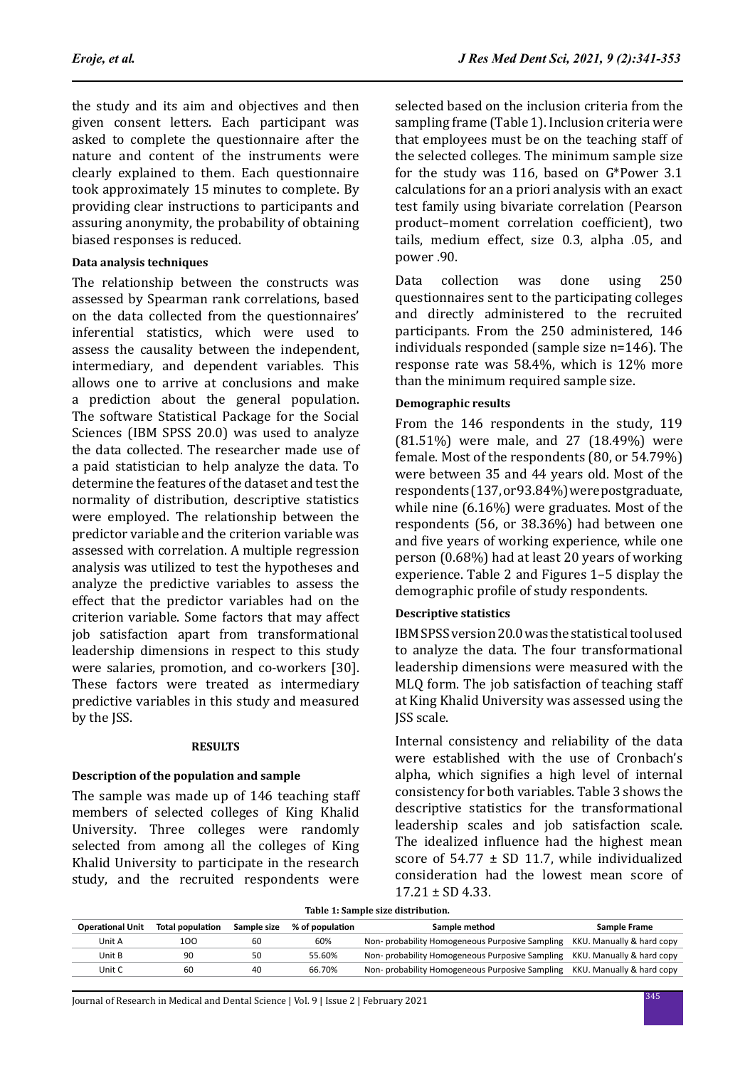the study and its aim and objectives and then given consent letters. Each participant was asked to complete the questionnaire after the nature and content of the instruments were clearly explained to them. Each questionnaire took approximately 15 minutes to complete. By providing clear instructions to participants and assuring anonymity, the probability of obtaining biased responses is reduced.

**Data analysis techniques**

The relationship between the constructs was assessed by Spearman rank correlations, based on the data collected from the questionnaires' inferential statistics, which were used to assess the causality between the independent, intermediary, and dependent variables. This allows one to arrive at conclusions and make a prediction about the general population. The software Statistical Package for the Social Sciences (IBM SPSS 20.0) was used to analyze the data collected. The researcher made use of a paid statistician to help analyze the data. To determine the features of the dataset and test the normality of distribution, descriptive statistics were employed. The relationship between the predictor variable and the criterion variable was assessed with correlation. A multiple regression analysis was utilized to test the hypotheses and analyze the predictive variables to assess the effect that the predictor variables had on the criterion variable. Some factors that may affect job satisfaction apart from transformational leadership dimensions in respect to this study were salaries, promotion, and co-workers [30]. These factors were treated as intermediary predictive variables in this study and measured by the JSS.

## RESULTS

**Description of the population and sample**

The sample was made up of 146 teaching staff members of selected colleges of King Khalid University. Three colleges were randomly selected from among all the colleges of King Khalid University to participate in the research study, and the recruited respondents were selected based on the inclusion criteria from the sampling frame (Table 1). Inclusion criteria were that employees must be on the teaching staff of the selected colleges. The minimum sample size for the study was 116, based on G*Power 3.1 calculations for an a priori analysis with an exact test family using bivariate correlation (Pearson product–moment correlation coefficient), two tails, medium effect, size 0.3, alpha .05, and power .90.

Data collection was done using 250 questionnaires sent to the participating colleges and directly administered to the recruited participants. From the 250 administered, 146 individuals responded (sample size n=146). The response rate was 58.4%, which is 12% more than the minimum required sample size.

**Demographic results**

From the 146 respondents in the study, 119 (81.51%) were male, and 27 (18.49%) were female. Most of the respondents (80, or 54.79%) were between 35 and 44 years old. Most of the respondents (137, or 93.84%) were postgraduate, while nine (6.16%) were graduates. Most of the respondents (56, or 38.36%) had between one and five years of working experience, while one person (0.68%) had at least 20 years of working experience. Table 2 and Figures 1–5 display the demographic profile of study respondents.

**Descriptive statistics**

IBM SPSS version 20.0 was the statistical tool used to analyze the data. The four transformational leadership dimensions were measured with the MLQ form. The job satisfaction of teaching staff at King Khalid University was assessed using the JSS scale.

Internal consistency and reliability of the data were established with the use of Cronbach's alpha, which signifies a high level of internal consistency for both variables. Table 3 shows the descriptive statistics for the transformational leadership scales and job satisfaction scale. The idealized influence had the highest mean score of 54.77 ± SD 11.7, while individualized consideration had the lowest mean score of 17.21 ± SD 4.33.

**Table 1: Sample size distribution.**

| Operational Unit | Total population | Sample size | % of population | Sample method | Sample Frame |
|---|---|---|---|---|---|
| Unit A | 1OO | 60 | 60% | Non- probability Homogeneous Purposive Sampling | KKU. Manually & hard copy |
| Unit B | 90 | 50 | 55.60% | Non- probability Homogeneous Purposive Sampling | KKU. Manually & hard copy |
| Unit C | 60 | 40 | 66.70% | Non- probability Homogeneous Purposive Sampling | KKU. Manually & hard copy |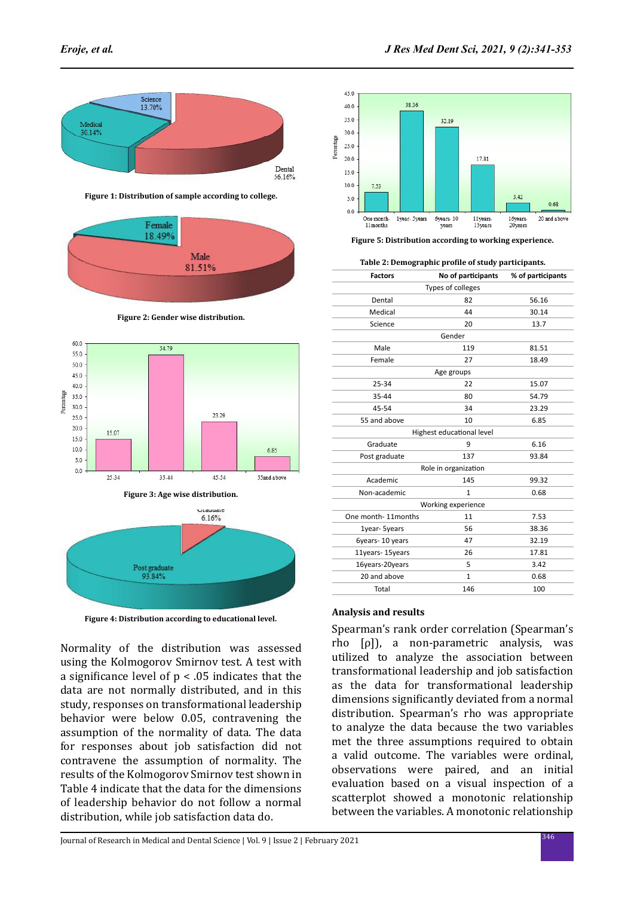Figure 1: Distribution of sample according to college.

Figure 2: Gender wise distribution.

Figure 3: Age wise distribution.

Figure 4: Distribution according to educational level.

Normality of the distribution was assessed using the Kolmogorov Smirnov test. A test with a significance level of $p < .05$ indicates that the data are not normally distributed, and in this study, responses on transformational leadership behavior were below 0.05, contravening the assumption of the normality of data. The data for responses about job satisfaction did not contravene the assumption of normality. The results of the Kolmogorov Smirnov test shown in Table 4 indicate that the data for the dimensions of leadership behavior do not follow a normal distribution, while job satisfaction data do.

Figure 5: Distribution according to working experience.

Table 2: Demographic profile of study participants.

| Factors | No of participants | % of participants |
|---|---|---|
| Types of colleges | | |
| Dental | 82 | 56.16 |
| Medical | 44 | 30.14 |
| Science | 20 | 13.7 |
| Gender | | |
| Male | 119 | 81.51 |
| Female | 27 | 18.49 |
| Age groups | | |
| 25-34 | 22 | 15.07 |
| 35-44 | 80 | 54.79 |
| 45-54 | 34 | 23.29 |
| 55 and above | 10 | 6.85 |
| Highest educational level | | |
| Graduate | 9 | 6.16 |
| Post graduate | 137 | 93.84 |
| Role in organization | | |
| Academic | 145 | 99.32 |
| Non-academic | 1 | 0.68 |
| Working experience | | |
| One month- 11months | 11 | 7.53 |
| 1year- 5years | 56 | 38.36 |
| 6years- 10 years | 47 | 32.19 |
| 11years- 15years | 26 | 17.81 |
| 16years-20years | 5 | 3.42 |
| 20 and above | 1 | 0.68 |
| Total | 146 | 100 |

### Analysis and results

Spearman's rank order correlation (Spearman's rho [ρ]), a non-parametric analysis, was utilized to analyze the association between transformational leadership and job satisfaction as the data for transformational leadership dimensions significantly deviated from a normal distribution. Spearman's rho was appropriate to analyze the data because the two variables met the three assumptions required to obtain a valid outcome. The variables were ordinal, observations were paired, and an initial evaluation based on a visual inspection of a scatterplot showed a monotonic relationship between the variables. A monotonic relationship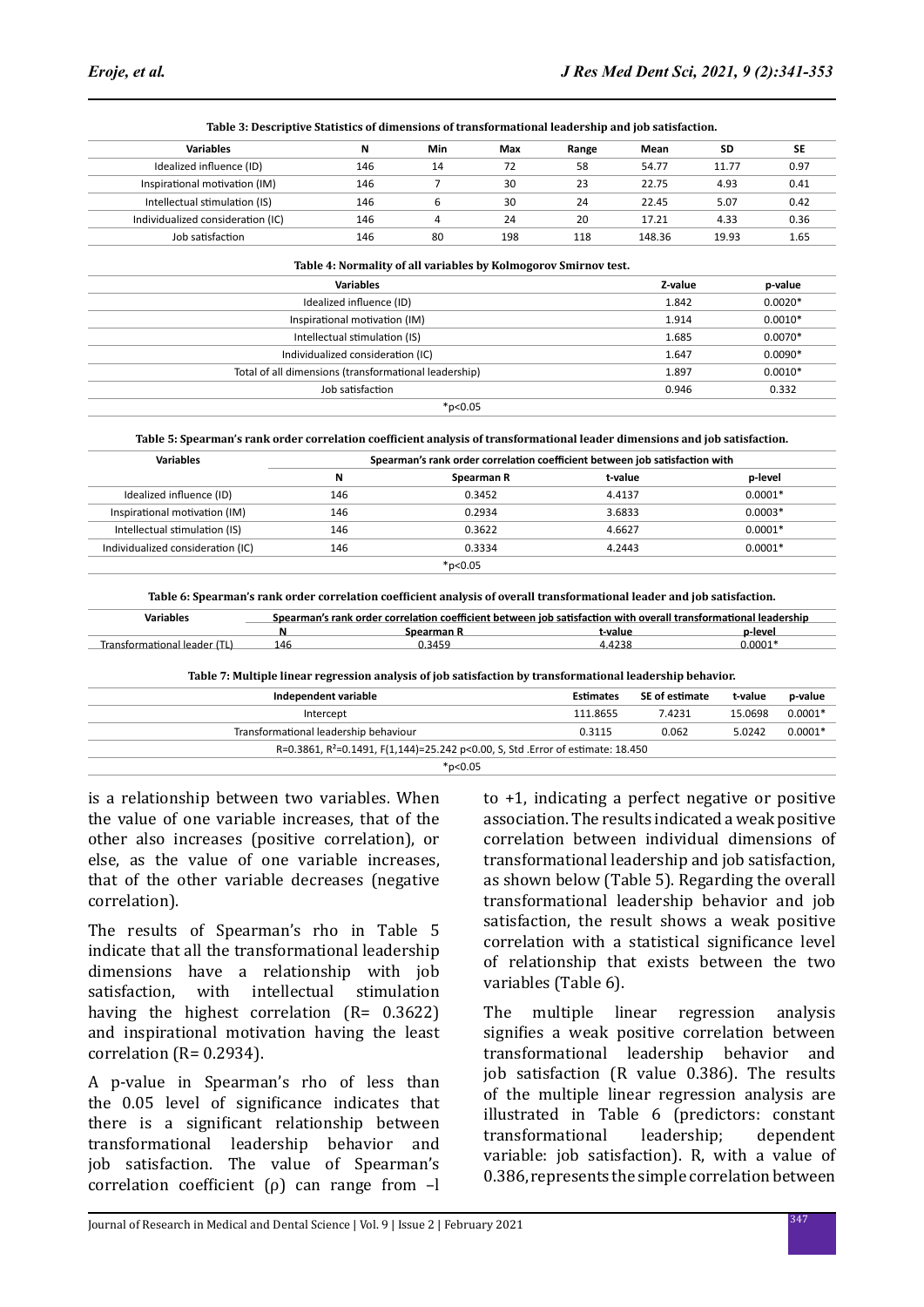**Table 3: Descriptive Statistics of dimensions of transformational leadership and job satisfaction.**

| Variables | N | Min | Max | Range | Mean | SD | SE |
|---|---|---|---|---|---|---|---|
| Idealized influence (ID) | 146 | 14 | 72 | 58 | 54.77 | 11.77 | 0.97 |
| Inspirational motivation (IM) | 146 | 7 | 30 | 23 | 22.75 | 4.93 | 0.41 |
| Intellectual stimulation (IS) | 146 | 6 | 30 | 24 | 22.45 | 5.07 | 0.42 |
| Individualized consideration (IC) | 146 | 4 | 24 | 20 | 17.21 | 4.33 | 0.36 |
| Job satisfaction | 146 | 80 | 198 | 118 | 148.36 | 19.93 | 1.65 |

**Table 4: Normality of all variables by Kolmogorov Smirnov test.**

| Variables | Z-value | p-value |
|---|---|---|
| Idealized influence (ID) | 1.842 | 0.0020* |
| Inspirational motivation (IM) | 1.914 | 0.0010* |
| Intellectual stimulation (IS) | 1.685 | 0.0070* |
| Individualized consideration (IC) | 1.647 | 0.0090* |
| Total of all dimensions (transformational leadership) | 1.897 | 0.0010* |
| Job satisfaction | 0.946 | 0.332 |

*$p<0.05$

**Table 5: Spearman's rank order correlation coefficient analysis of transformational leader dimensions and job satisfaction.**

| Variables | Spearman's rank order correlation coefficient between job satisfaction with | | | |
|---|---|---|---|---|
| | N | Spearman R | t-value | p-level |
| Idealized influence (ID) | 146 | 0.3452 | 4.4137 | 0.0001* |
| Inspirational motivation (IM) | 146 | 0.2934 | 3.6833 | 0.0003* |
| Intellectual stimulation (IS) | 146 | 0.3622 | 4.6627 | 0.0001* |
| Individualized consideration (IC) | 146 | 0.3334 | 4.2443 | 0.0001* |

*$p<0.05$

**Table 6: Spearman's rank order correlation coefficient analysis of overall transformational leader and job satisfaction.**

| Variables | Spearman's rank order correlation coefficient between job satisfaction with overall transformational leadership | | | |
|---|---|---|---|---|
| | N | Spearman R | t-value | p-level |
| Transformational leader (TL) | 146 | 0.3459 | 4.4238 | 0.0001* |

**Table 7: Multiple linear regression analysis of job satisfaction by transformational leadership behavior.**

| Independent variable | Estimates | SE of estimate | t-value | p-value |
|---|---|---|---|---|
| Intercept | 111.8655 | 7.4231 | 15.0698 | 0.0001* |
| Transformational leadership behaviour | 0.3115 | 0.062 | 5.0242 | 0.0001* |
| R=0.3861, $R^2$=0.1491, F(1,144)=25.242 p<0.00, S, Std .Error of estimate: 18.450 | | | | |

*$p<0.05$

is a relationship between two variables. When the value of one variable increases, that of the other also increases (positive correlation), or else, as the value of one variable increases, that of the other variable decreases (negative correlation).

The results of Spearman's rho in Table 5 indicate that all the transformational leadership dimensions have a relationship with job satisfaction, with intellectual stimulation having the highest correlation (R= 0.3622) and inspirational motivation having the least correlation (R= 0.2934).

A p-value in Spearman's rho of less than the 0.05 level of significance indicates that there is a significant relationship between transformational leadership behavior and job satisfaction. The value of Spearman's correlation coefficient (ρ) can range from –l to +1, indicating a perfect negative or positive association. The results indicated a weak positive correlation between individual dimensions of transformational leadership and job satisfaction, as shown below (Table 5). Regarding the overall transformational leadership behavior and job satisfaction, the result shows a weak positive correlation with a statistical significance level of relationship that exists between the two variables (Table 6).

The multiple linear regression analysis signifies a weak positive correlation between transformational leadership behavior and job satisfaction (R value 0.386). The results of the multiple linear regression analysis are illustrated in Table 6 (predictors: constant transformational leadership; dependent variable: job satisfaction). R, with a value of 0.386, represents the simple correlation between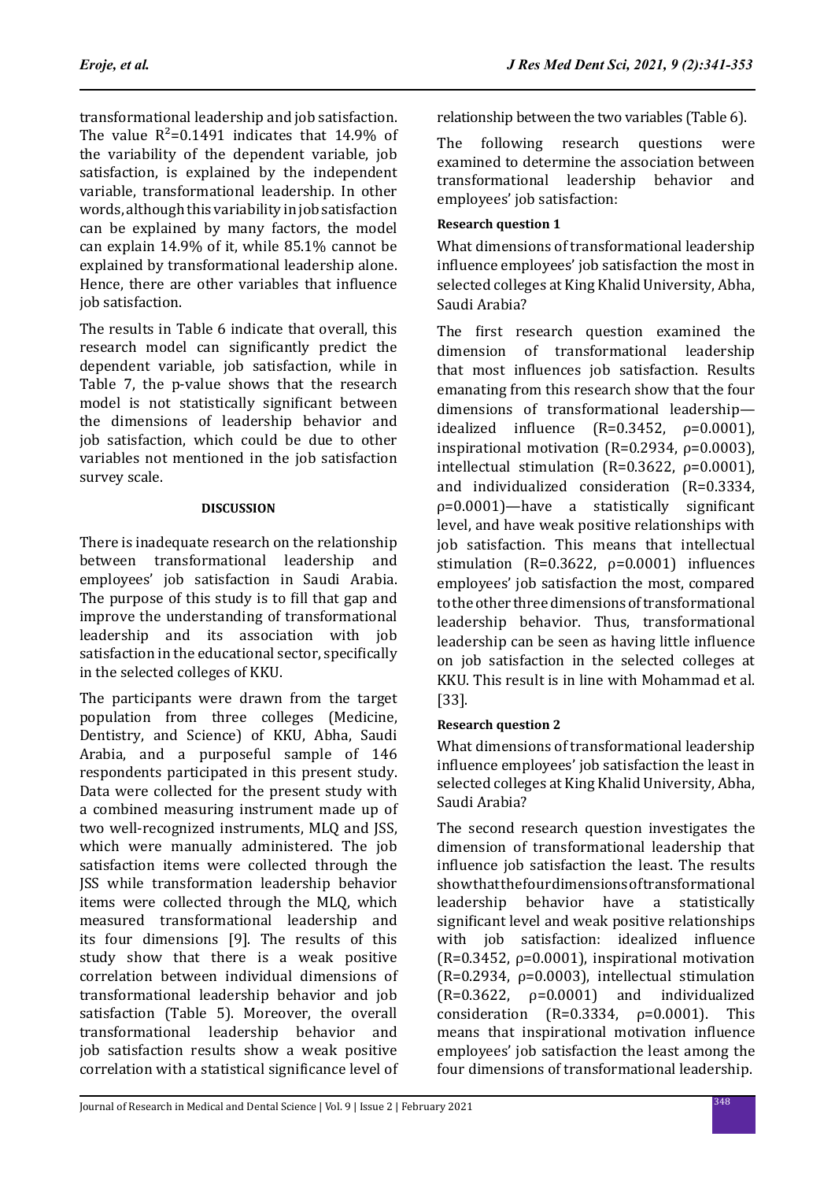transformational leadership and job satisfaction. The value $R^2$=0.1491 indicates that 14.9% of the variability of the dependent variable, job satisfaction, is explained by the independent variable, transformational leadership. In other words, although this variability in job satisfaction can be explained by many factors, the model can explain 14.9% of it, while 85.1% cannot be explained by transformational leadership alone. Hence, there are other variables that influence job satisfaction.

The results in Table 6 indicate that overall, this research model can significantly predict the dependent variable, job satisfaction, while in Table 7, the p-value shows that the research model is not statistically significant between the dimensions of leadership behavior and job satisfaction, which could be due to other variables not mentioned in the job satisfaction survey scale.

## DISCUSSION

There is inadequate research on the relationship between transformational leadership and employees' job satisfaction in Saudi Arabia. The purpose of this study is to fill that gap and improve the understanding of transformational leadership and its association with job satisfaction in the educational sector, specifically in the selected colleges of KKU.

The participants were drawn from the target population from three colleges (Medicine, Dentistry, and Science) of KKU, Abha, Saudi Arabia, and a purposeful sample of 146 respondents participated in this present study. Data were collected for the present study with a combined measuring instrument made up of two well-recognized instruments, MLQ and JSS, which were manually administered. The job satisfaction items were collected through the JSS while transformation leadership behavior items were collected through the MLQ, which measured transformational leadership and its four dimensions [9]. The results of this study show that there is a weak positive correlation between individual dimensions of transformational leadership behavior and job satisfaction (Table 5). Moreover, the overall transformational leadership behavior and job satisfaction results show a weak positive correlation with a statistical significance level of relationship between the two variables (Table 6).

The following research questions were examined to determine the association between transformational leadership behavior and employees' job satisfaction:

**Research question 1**

What dimensions of transformational leadership influence employees' job satisfaction the most in selected colleges at King Khalid University, Abha, Saudi Arabia?

The first research question examined the dimension of transformational leadership that most influences job satisfaction. Results emanating from this research show that the four dimensions of transformational leadership—idealized influence (R=0.3452, $\rho$=0.0001), inspirational motivation (R=0.2934, $\rho$=0.0003), intellectual stimulation (R=0.3622, $\rho$=0.0001), and individualized consideration (R=0.3334, $\rho$=0.0001)—have a statistically significant level, and have weak positive relationships with job satisfaction. This means that intellectual stimulation (R=0.3622, $\rho$=0.0001) influences employees' job satisfaction the most, compared to the other three dimensions of transformational leadership behavior. Thus, transformational leadership can be seen as having little influence on job satisfaction in the selected colleges at KKU. This result is in line with Mohammad et al. [33].

**Research question 2**

What dimensions of transformational leadership influence employees' job satisfaction the least in selected colleges at King Khalid University, Abha, Saudi Arabia?

The second research question investigates the dimension of transformational leadership that influence job satisfaction the least. The results show that the four dimensions of transformational leadership behavior have a statistically significant level and weak positive relationships with job satisfaction: idealized influence (R=0.3452, $\rho$=0.0001), inspirational motivation (R=0.2934, $\rho$=0.0003), intellectual stimulation (R=0.3622, $\rho$=0.0001) and individualized consideration (R=0.3334, $\rho$=0.0001). This means that inspirational motivation influence employees' job satisfaction the least among the four dimensions of transformational leadership.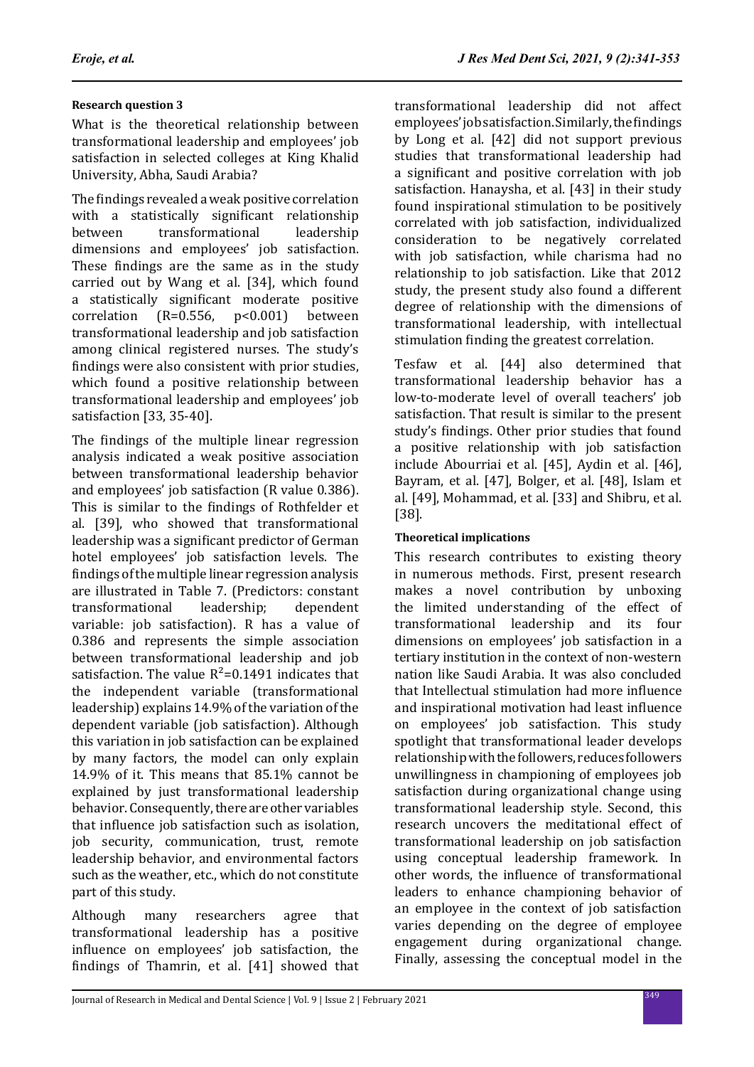#### Research question 3

What is the theoretical relationship between transformational leadership and employees' job satisfaction in selected colleges at King Khalid University, Abha, Saudi Arabia?

The findings revealed a weak positive correlation with a statistically significant relationship between transformational leadership dimensions and employees' job satisfaction. These findings are the same as in the study carried out by Wang et al. [34], which found a statistically significant moderate positive correlation ($R=0.556$, $p<0.001$) between transformational leadership and job satisfaction among clinical registered nurses. The study's findings were also consistent with prior studies, which found a positive relationship between transformational leadership and employees' job satisfaction [33, 35-40].

The findings of the multiple linear regression analysis indicated a weak positive association between transformational leadership behavior and employees' job satisfaction (R value 0.386). This is similar to the findings of Rothfelder et al. [39], who showed that transformational leadership was a significant predictor of German hotel employees' job satisfaction levels. The findings of the multiple linear regression analysis are illustrated in Table 7. (Predictors: constant transformational leadership; dependent variable: job satisfaction). R has a value of 0.386 and represents the simple association between transformational leadership and job satisfaction. The value $R^2=0.1491$ indicates that the independent variable (transformational leadership) explains 14.9% of the variation of the dependent variable (job satisfaction). Although this variation in job satisfaction can be explained by many factors, the model can only explain 14.9% of it. This means that 85.1% cannot be explained by just transformational leadership behavior. Consequently, there are other variables that influence job satisfaction such as isolation, job security, communication, trust, remote leadership behavior, and environmental factors such as the weather, etc., which do not constitute part of this study.

Although many researchers agree that transformational leadership has a positive influence on employees' job satisfaction, the findings of Thamrin, et al. [41] showed that transformational leadership did not affect employees' job satisfaction. Similarly, the findings by Long et al. [42] did not support previous studies that transformational leadership had a significant and positive correlation with job satisfaction. Hanaysha, et al. [43] in their study found inspirational stimulation to be positively correlated with job satisfaction, individualized consideration to be negatively correlated with job satisfaction, while charisma had no relationship to job satisfaction. Like that 2012 study, the present study also found a different degree of relationship with the dimensions of transformational leadership, with intellectual stimulation finding the greatest correlation.

Tesfaw et al. [44] also determined that transformational leadership behavior has a low-to-moderate level of overall teachers' job satisfaction. That result is similar to the present study's findings. Other prior studies that found a positive relationship with job satisfaction include Abourriai et al. [45], Aydin et al. [46], Bayram, et al. [47], Bolger, et al. [48], Islam et al. [49], Mohammad, et al. [33] and Shibru, et al. [38].

#### Theoretical implications

This research contributes to existing theory in numerous methods. First, present research makes a novel contribution by unboxing the limited understanding of the effect of transformational leadership and its four dimensions on employees' job satisfaction in a tertiary institution in the context of non-western nation like Saudi Arabia. It was also concluded that Intellectual stimulation had more influence and inspirational motivation had least influence on employees' job satisfaction. This study spotlight that transformational leader develops relationship with the followers, reduces followers unwillingness in championing of employees job satisfaction during organizational change using transformational leadership style. Second, this research uncovers the meditational effect of transformational leadership on job satisfaction using conceptual leadership framework. In other words, the influence of transformational leaders to enhance championing behavior of an employee in the context of job satisfaction varies depending on the degree of employee engagement during organizational change. Finally, assessing the conceptual model in the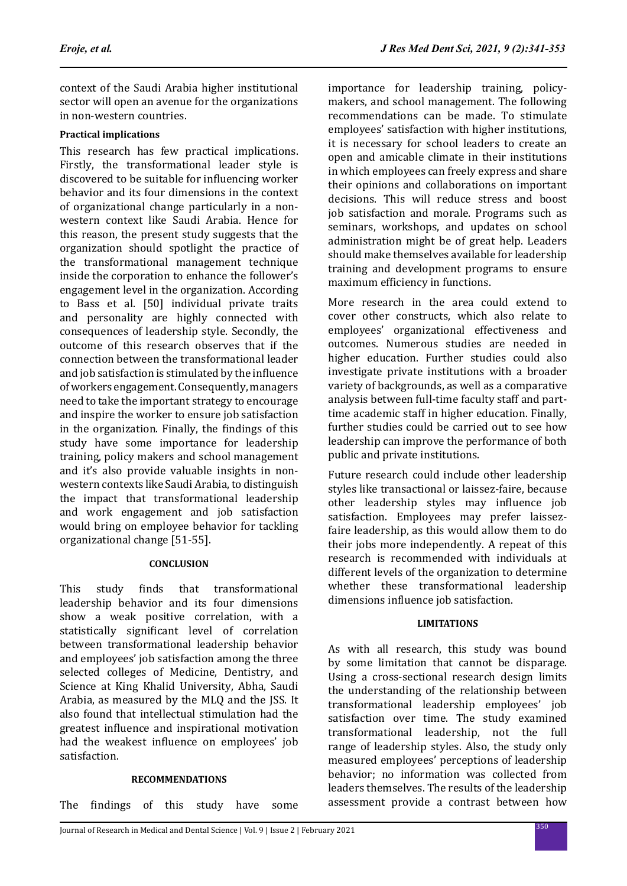context of the Saudi Arabia higher institutional sector will open an avenue for the organizations in non-western countries.

#### Practical implications

This research has few practical implications. Firstly, the transformational leader style is discovered to be suitable for influencing worker behavior and its four dimensions in the context of organizational change particularly in a non-western context like Saudi Arabia. Hence for this reason, the present study suggests that the organization should spotlight the practice of the transformational management technique inside the corporation to enhance the follower's engagement level in the organization. According to Bass et al. [50] individual private traits and personality are highly connected with consequences of leadership style. Secondly, the outcome of this research observes that if the connection between the transformational leader and job satisfaction is stimulated by the influence of workers engagement. Consequently, managers need to take the important strategy to encourage and inspire the worker to ensure job satisfaction in the organization. Finally, the findings of this study have some importance for leadership training, policy makers and school management and it's also provide valuable insights in non-western contexts like Saudi Arabia, to distinguish the impact that transformational leadership and work engagement and job satisfaction would bring on employee behavior for tackling organizational change [51-55].

## CONCLUSION

This study finds that transformational leadership behavior and its four dimensions show a weak positive correlation, with a statistically significant level of correlation between transformational leadership behavior and employees' job satisfaction among the three selected colleges of Medicine, Dentistry, and Science at King Khalid University, Abha, Saudi Arabia, as measured by the MLQ and the JSS. It also found that intellectual stimulation had the greatest influence and inspirational motivation had the weakest influence on employees' job satisfaction.

## RECOMMENDATIONS

The findings of this study have some importance for leadership training, policy-makers, and school management. The following recommendations can be made. To stimulate employees' satisfaction with higher institutions, it is necessary for school leaders to create an open and amicable climate in their institutions in which employees can freely express and share their opinions and collaborations on important decisions. This will reduce stress and boost job satisfaction and morale. Programs such as seminars, workshops, and updates on school administration might be of great help. Leaders should make themselves available for leadership training and development programs to ensure maximum efficiency in functions.

More research in the area could extend to cover other constructs, which also relate to employees' organizational effectiveness and outcomes. Numerous studies are needed in higher education. Further studies could also investigate private institutions with a broader variety of backgrounds, as well as a comparative analysis between full-time faculty staff and part-time academic staff in higher education. Finally, further studies could be carried out to see how leadership can improve the performance of both public and private institutions.

Future research could include other leadership styles like transactional or laissez-faire, because other leadership styles may influence job satisfaction. Employees may prefer laissez-faire leadership, as this would allow them to do their jobs more independently. A repeat of this research is recommended with individuals at different levels of the organization to determine whether these transformational leadership dimensions influence job satisfaction.

## LIMITATIONS

As with all research, this study was bound by some limitation that cannot be disparage. Using a cross-sectional research design limits the understanding of the relationship between transformational leadership employees' job satisfaction over time. The study examined transformational leadership, not the full range of leadership styles. Also, the study only measured employees' perceptions of leadership behavior; no information was collected from leaders themselves. The results of the leadership assessment provide a contrast between how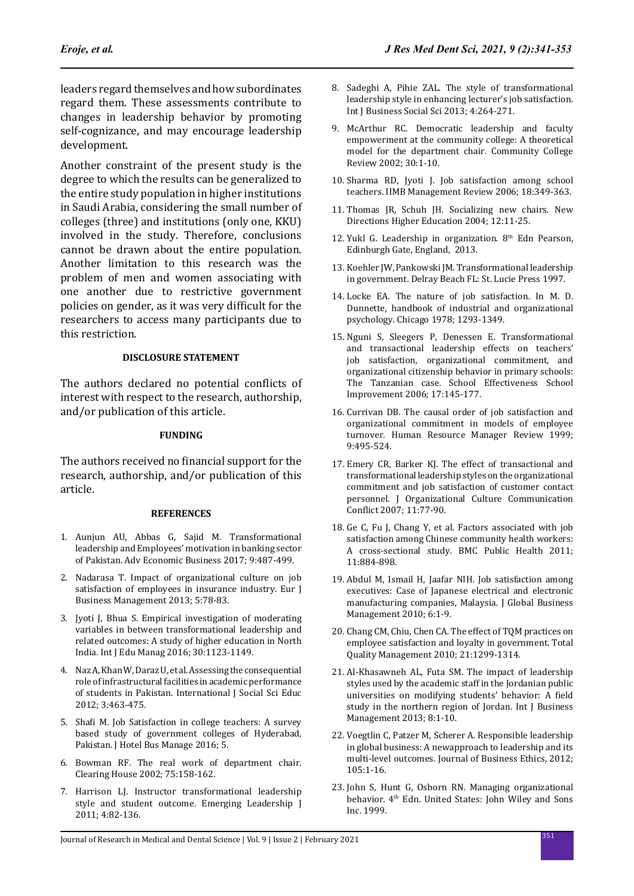leaders regard themselves and how subordinates regard them. These assessments contribute to changes in leadership behavior by promoting self-cognizance, and may encourage leadership development.

Another constraint of the present study is the degree to which the results can be generalized to the entire study population in higher institutions in Saudi Arabia, considering the small number of colleges (three) and institutions (only one, KKU) involved in the study. Therefore, conclusions cannot be drawn about the entire population. Another limitation to this research was the problem of men and women associating with one another due to restrictive government policies on gender, as it was very difficult for the researchers to access many participants due to this restriction.

#### DISCLOSURE STATEMENT

The authors declared no potential conflicts of interest with respect to the research, authorship, and/or publication of this article.

#### FUNDING

The authors received no financial support for the research, authorship, and/or publication of this article.

#### REFERENCES

1. Aunjun AU, Abbas G, Sajid M. Transformational leadership and Employees' motivation in banking sector of Pakistan. Adv Economic Business 2017; 9:487-499.
2. Nadarasa T. Impact of organizational culture on job satisfaction of employees in insurance industry. Eur J Business Management 2013; 5:78-83.
3. Jyoti J, Bhua S. Empirical investigation of moderating variables in between transformational leadership and related outcomes: A study of higher education in North India. Int J Edu Manag 2016; 30:1123-1149.
4. Naz A, Khan W, Daraz U, et al. Assessing the consequential role of infrastructural facilities in academic performance of students in Pakistan. International J Social Sci Educ 2012; 3:463-475.
5. Shafi M. Job Satisfaction in college teachers: A survey based study of government colleges of Hyderabad, Pakistan. J Hotel Bus Manage 2016; 5.
6. Bowman RF. The real work of department chair. Clearing House 2002; 75:158-162.
7. Harrison LJ. Instructor transformational leadership style and student outcome. Emerging Leadership J 2011; 4:82-136.
8. Sadeghi A, Pihie ZAL. The style of transformational leadership style in enhancing lecturer's job satisfaction. Int J Business Social Sci 2013; 4:264-271.
9. McArthur RC. Democratic leadership and faculty empowerment at the community college: A theoretical model for the department chair. Community College Review 2002; 30:1-10.
10. Sharma RD, Jyoti J. Job satisfaction among school teachers. IIMB Management Review 2006; 18:349-363.
11. Thomas JR, Schuh JH. Socializing new chairs. New Directions Higher Education 2004; 12:11-25.
12. Yukl G. Leadership in organization. 8th Edn Pearson, Edinburgh Gate, England, 2013.
13. Koehler JW, Pankowski JM. Transformational leadership in government. Delray Beach FL: St. Lucie Press 1997.
14. Locke EA. The nature of job satisfaction. In M. D. Dunnette, handbook of industrial and organizational psychology. Chicago 1978; 1293-1349.
15. Nguni S, Sleegers P, Denessen E. Transformational and transactional leadership effects on teachers' job satisfaction, organizational commitment, and organizational citizenship behavior in primary schools: The Tanzanian case. School Effectiveness School Improvement 2006; 17:145-177.
16. Currivan DB. The causal order of job satisfaction and organizational commitment in models of employee turnover. Human Resource Manager Review 1999; 9:495-524.
17. Emery CR, Barker KJ. The effect of transactional and transformational leadership styles on the organizational commitment and job satisfaction of customer contact personnel. J Organizational Culture Communication Conflict 2007; 11:77-90.
18. Ge C, Fu J, Chang Y, et al. Factors associated with job satisfaction among Chinese community health workers: A cross-sectional study. BMC Public Health 2011; 11:884-898.
19. Abdul M, Ismail H, Jaafar NIH. Job satisfaction among executives: Case of Japanese electrical and electronic manufacturing companies, Malaysia. J Global Business Management 2010; 6:1-9.
20. Chang CM, Chiu, Chen CA. The effect of TQM practices on employee satisfaction and loyalty in government. Total Quality Management 2010; 21:1299-1314.
21. Al-Khasawneh AL, Futa SM. The impact of leadership styles used by the academic staff in the Jordanian public universities on modifying students' behavior: A field study in the northern region of Jordan. Int J Business Management 2013; 8:1-10.
22. Voegtlin C, Patzer M, Scherer A. Responsible leadership in global business: A newapproach to leadership and its multi-level outcomes. Journal of Business Ethics, 2012; 105:1-16.
23. John S, Hunt G, Osborn RN. Managing organizational behavior. 4th Edn. United States: John Wiley and Sons Inc. 1999.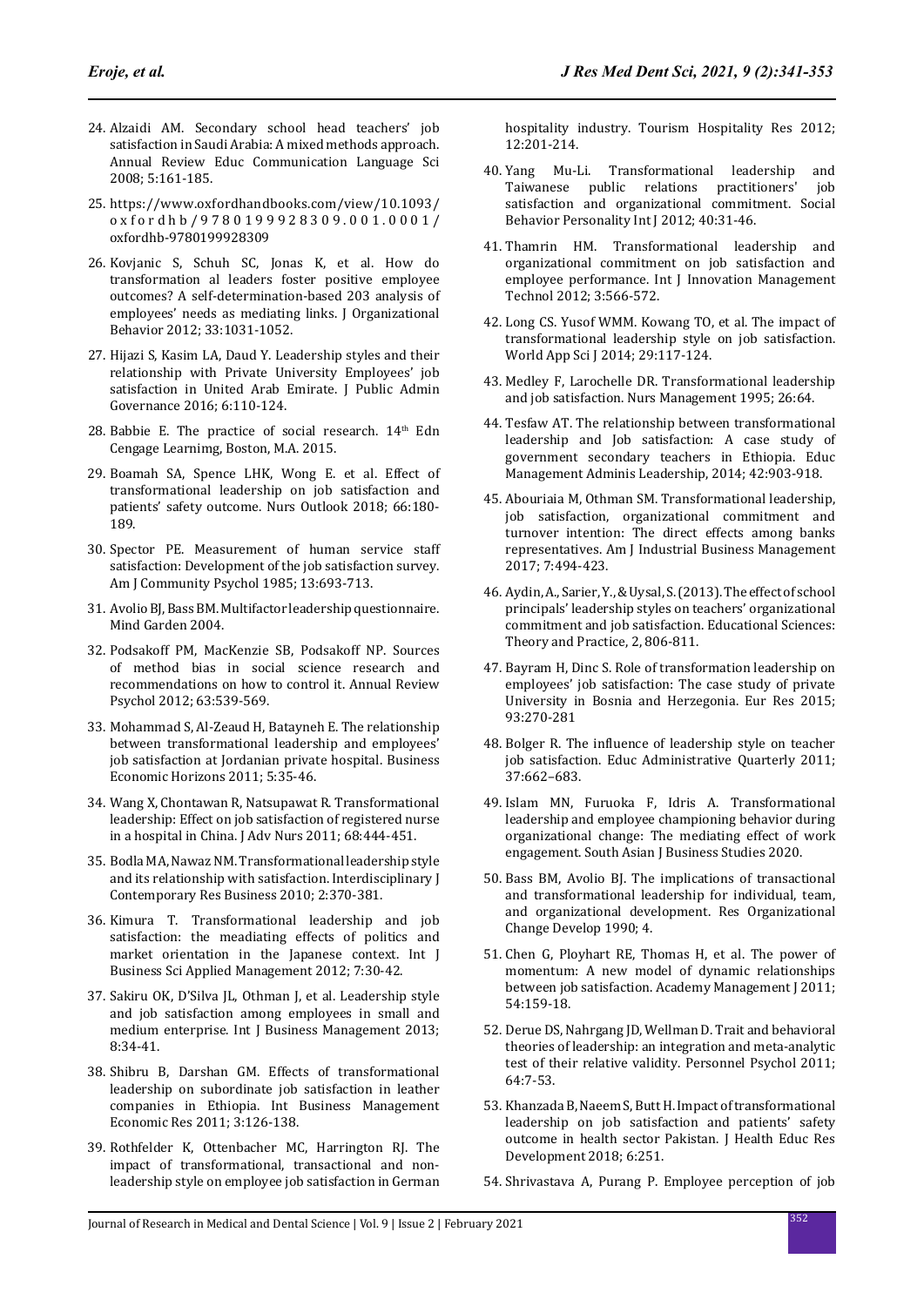24. Alzaidi AM. Secondary school head teachers' job satisfaction in Saudi Arabia: A mixed methods approach. Annual Review Educ Communication Language Sci 2008; 5:161-185.
25. https://www.oxfordhandbooks.com/view/10.1093/oxfordhb/9780199928309.001.0001/oxfordhb-9780199928309
26. Kovjanic S, Schuh SC, Jonas K, et al. How do transformation al leaders foster positive employee outcomes? A self-determination-based 203 analysis of employees' needs as mediating links. J Organizational Behavior 2012; 33:1031-1052.
27. Hijazi S, Kasim LA, Daud Y. Leadership styles and their relationship with Private University Employees' job satisfaction in United Arab Emirate. J Public Admin Governance 2016; 6:110-124.
28. Babbie E. The practice of social research. 14th Edn Cengage Learnimg, Boston, M.A. 2015.
29. Boamah SA, Spence LHK, Wong E. et al. Effect of transformational leadership on job satisfaction and patients' safety outcome. Nurs Outlook 2018; 66:180-189.
30. Spector PE. Measurement of human service staff satisfaction: Development of the job satisfaction survey. Am J Community Psychol 1985; 13:693-713.
31. Avolio BJ, Bass BM. Multifactor leadership questionnaire. Mind Garden 2004.
32. Podsakoff PM, MacKenzie SB, Podsakoff NP. Sources of method bias in social science research and recommendations on how to control it. Annual Review Psychol 2012; 63:539-569.
33. Mohammad S, Al-Zeaud H, Batayneh E. The relationship between transformational leadership and employees' job satisfaction at Jordanian private hospital. Business Economic Horizons 2011; 5:35-46.
34. Wang X, Chontawan R, Natsupawat R. Transformational leadership: Effect on job satisfaction of registered nurse in a hospital in China. J Adv Nurs 2011; 68:444-451.
35. Bodla MA, Nawaz NM. Transformational leadership style and its relationship with satisfaction. Interdisciplinary J Contemporary Res Business 2010; 2:370-381.
36. Kimura T. Transformational leadership and job satisfaction: the meadiating effects of politics and market orientation in the Japanese context. Int J Business Sci Applied Management 2012; 7:30-42.
37. Sakiru OK, D'Silva JL, Othman J, et al. Leadership style and job satisfaction among employees in small and medium enterprise. Int J Business Management 2013; 8:34-41.
38. Shibru B, Darshan GM. Effects of transformational leadership on subordinate job satisfaction in leather companies in Ethiopia. Int Business Management Economic Res 2011; 3:126-138.
39. Rothfelder K, Ottenbacher MC, Harrington RJ. The impact of transformational, transactional and non-leadership style on employee job satisfaction in German hospitality industry. Tourism Hospitality Res 2012; 12:201-214.
40. Yang Mu-Li. Transformational leadership and Taiwanese public relations practitioners' job satisfaction and organizational commitment. Social Behavior Personality Int J 2012; 40:31-46.
41. Thamrin HM. Transformational leadership and organizational commitment on job satisfaction and employee performance. Int J Innovation Management Technol 2012; 3:566-572.
42. Long CS. Yusof WMM. Kowang TO, et al. The impact of transformational leadership style on job satisfaction. World App Sci J 2014; 29:117-124.
43. Medley F, Larochelle DR. Transformational leadership and job satisfaction. Nurs Management 1995; 26:64.
44. Tesfaw AT. The relationship between transformational leadership and Job satisfaction: A case study of government secondary teachers in Ethiopia. Educ Management Adminis Leadership, 2014; 42:903-918.
45. Abouriaia M, Othman SM. Transformational leadership, job satisfaction, organizational commitment and turnover intention: The direct effects among banks representatives. Am J Industrial Business Management 2017; 7:494-423.
46. Aydin, A., Sarier, Y., & Uysal, S. (2013). The effect of school principals' leadership styles on teachers' organizational commitment and job satisfaction. Educational Sciences: Theory and Practice, 2, 806-811.
47. Bayram H, Dinc S. Role of transformation leadership on employees' job satisfaction: The case study of private University in Bosnia and Herzegonia. Eur Res 2015; 93:270-281
48. Bolger R. The influence of leadership style on teacher job satisfaction. Educ Administrative Quarterly 2011; 37:662–683.
49. Islam MN, Furuoka F, Idris A. Transformational leadership and employee championing behavior during organizational change: The mediating effect of work engagement. South Asian J Business Studies 2020.
50. Bass BM, Avolio BJ. The implications of transactional and transformational leadership for individual, team, and organizational development. Res Organizational Change Develop 1990; 4.
51. Chen G, Ployhart RE, Thomas H, et al. The power of momentum: A new model of dynamic relationships between job satisfaction. Academy Management J 2011; 54:159-18.
52. Derue DS, Nahrgang JD, Wellman D. Trait and behavioral theories of leadership: an integration and meta-analytic test of their relative validity. Personnel Psychol 2011; 64:7-53.
53. Khanzada B, Naeem S, Butt H. Impact of transformational leadership on job satisfaction and patients' safety outcome in health sector Pakistan. J Health Educ Res Development 2018; 6:251.
54. Shrivastava A, Purang P. Employee perception of job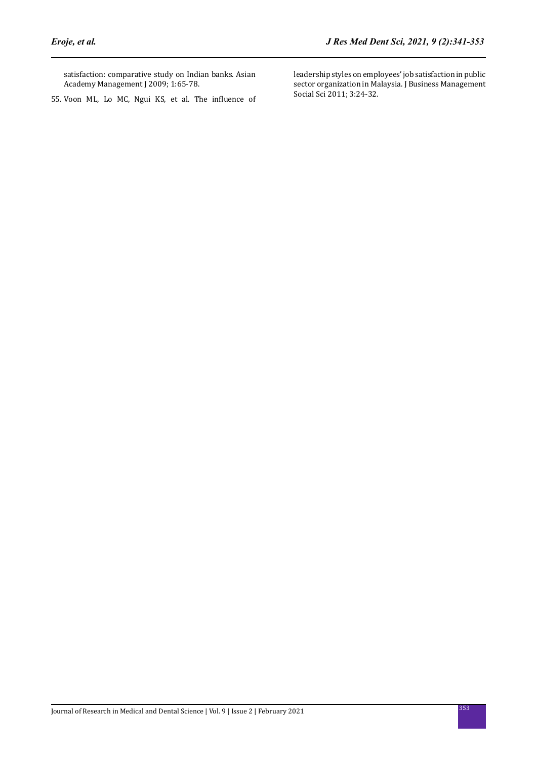satisfaction: comparative study on Indian banks. Asian Academy Management J 2009; 1:65-78.

55. Voon ML, Lo MC, Ngui KS, et al. The influence of leadership styles on employees' job satisfaction in public sector organization in Malaysia. J Business Management Social Sci 2011; 3:24-32.